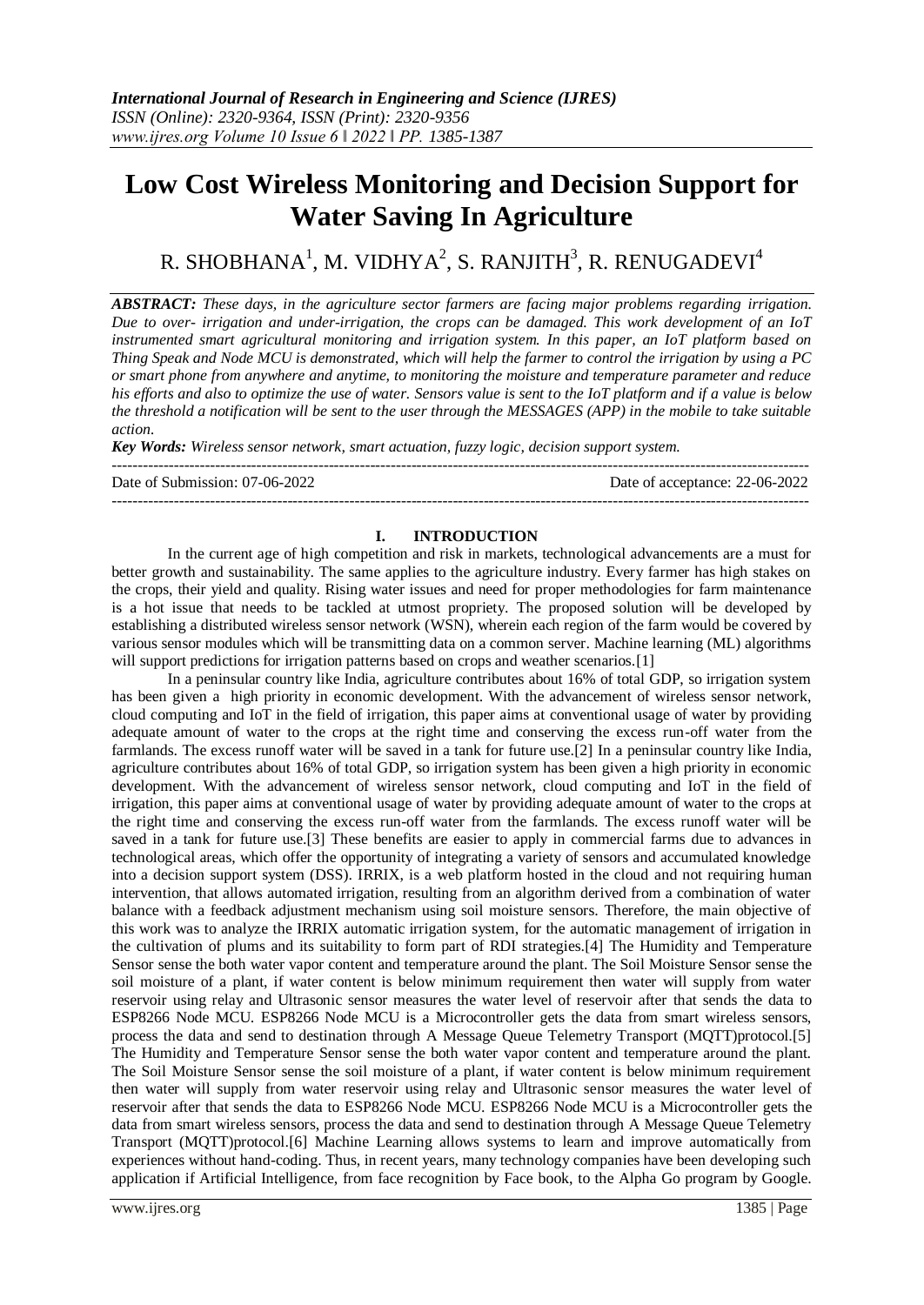# Low Cost Wireless Monitoring and Decision Support for Water Saving In Agriculture

R. SHOBHANA[1], M. VIDHYA[2], S. RANJITH[3], R. RENUGADEVI[4]

***ABSTRACT:*** *These days, in the agriculture sector farmers are facing major problems regarding irrigation. Due to over- irrigation and under-irrigation, the crops can be damaged. This work development of an IoT instrumented smart agricultural monitoring and irrigation system. In this paper, an IoT platform based on Thing Speak and Node MCU is demonstrated, which will help the farmer to control the irrigation by using a PC or smart phone from anywhere and anytime, to monitoring the moisture and temperature parameter and reduce his efforts and also to optimize the use of water. Sensors value is sent to the IoT platform and if a value is below the threshold a notification will be sent to the user through the MESSAGES (APP) in the mobile to take suitable action.*

***Key Words:*** *Wireless sensor network, smart actuation, fuzzy logic, decision support system.*

---

Date of Submission: 07-06-2022 Date of acceptance: 22-06-2022

---

## I. INTRODUCTION

In the current age of high competition and risk in markets, technological advancements are a must for better growth and sustainability. The same applies to the agriculture industry. Every farmer has high stakes on the crops, their yield and quality. Rising water issues and need for proper methodologies for farm maintenance is a hot issue that needs to be tackled at utmost propriety. The proposed solution will be developed by establishing a distributed wireless sensor network (WSN), wherein each region of the farm would be covered by various sensor modules which will be transmitting data on a common server. Machine learning (ML) algorithms will support predictions for irrigation patterns based on crops and weather scenarios.[1]

In a peninsular country like India, agriculture contributes about 16% of total GDP, so irrigation system has been given a high priority in economic development. With the advancement of wireless sensor network, cloud computing and IoT in the field of irrigation, this paper aims at conventional usage of water by providing adequate amount of water to the crops at the right time and conserving the excess run-off water from the farmlands. The excess runoff water will be saved in a tank for future use.[2] In a peninsular country like India, agriculture contributes about 16% of total GDP, so irrigation system has been given a high priority in economic development. With the advancement of wireless sensor network, cloud computing and IoT in the field of irrigation, this paper aims at conventional usage of water by providing adequate amount of water to the crops at the right time and conserving the excess run-off water from the farmlands. The excess runoff water will be saved in a tank for future use.[3] These benefits are easier to apply in commercial farms due to advances in technological areas, which offer the opportunity of integrating a variety of sensors and accumulated knowledge into a decision support system (DSS). IRRIX, is a web platform hosted in the cloud and not requiring human intervention, that allows automated irrigation, resulting from an algorithm derived from a combination of water balance with a feedback adjustment mechanism using soil moisture sensors. Therefore, the main objective of this work was to analyze the IRRIX automatic irrigation system, for the automatic management of irrigation in the cultivation of plums and its suitability to form part of RDI strategies.[4] The Humidity and Temperature Sensor sense the both water vapor content and temperature around the plant. The Soil Moisture Sensor sense the soil moisture of a plant, if water content is below minimum requirement then water will supply from water reservoir using relay and Ultrasonic sensor measures the water level of reservoir after that sends the data to ESP8266 Node MCU. ESP8266 Node MCU is a Microcontroller gets the data from smart wireless sensors, process the data and send to destination through A Message Queue Telemetry Transport (MQTT)protocol.[5] The Humidity and Temperature Sensor sense the both water vapor content and temperature around the plant. The Soil Moisture Sensor sense the soil moisture of a plant, if water content is below minimum requirement then water will supply from water reservoir using relay and Ultrasonic sensor measures the water level of reservoir after that sends the data to ESP8266 Node MCU. ESP8266 Node MCU is a Microcontroller gets the data from smart wireless sensors, process the data and send to destination through A Message Queue Telemetry Transport (MQTT)protocol.[6] Machine Learning allows systems to learn and improve automatically from experiences without hand-coding. Thus, in recent years, many technology companies have been developing such application if Artificial Intelligence, from face recognition by Face book, to the Alpha Go program by Google.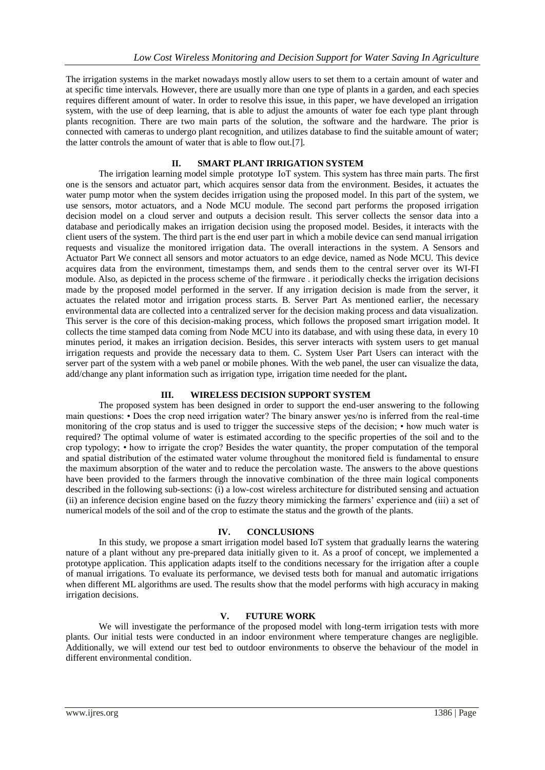The irrigation systems in the market nowadays mostly allow users to set them to a certain amount of water and at specific time intervals. However, there are usually more than one type of plants in a garden, and each species requires different amount of water. In order to resolve this issue, in this paper, we have developed an irrigation system, with the use of deep learning, that is able to adjust the amounts of water foe each type plant through plants recognition. There are two main parts of the solution, the software and the hardware. The prior is connected with cameras to undergo plant recognition, and utilizes database to find the suitable amount of water; the latter controls the amount of water that is able to flow out.[7].

## II. SMART PLANT IRRIGATION SYSTEM

The irrigation learning model simple prototype IoT system. This system has three main parts. The first one is the sensors and actuator part, which acquires sensor data from the environment. Besides, it actuates the water pump motor when the system decides irrigation using the proposed model. In this part of the system, we use sensors, motor actuators, and a Node MCU module. The second part performs the proposed irrigation decision model on a cloud server and outputs a decision result. This server collects the sensor data into a database and periodically makes an irrigation decision using the proposed model. Besides, it interacts with the client users of the system. The third part is the end user part in which a mobile device can send manual irrigation requests and visualize the monitored irrigation data. The overall interactions in the system. A Sensors and Actuator Part We connect all sensors and motor actuators to an edge device, named as Node MCU. This device acquires data from the environment, timestamps them, and sends them to the central server over its WI-FI module. Also, as depicted in the process scheme of the firmware . it periodically checks the irrigation decisions made by the proposed model performed in the server. If any irrigation decision is made from the server, it actuates the related motor and irrigation process starts. B. Server Part As mentioned earlier, the necessary environmental data are collected into a centralized server for the decision making process and data visualization. This server is the core of this decision-making process, which follows the proposed smart irrigation model. It collects the time stamped data coming from Node MCU into its database, and with using these data, in every 10 minutes period, it makes an irrigation decision. Besides, this server interacts with system users to get manual irrigation requests and provide the necessary data to them. C. System User Part Users can interact with the server part of the system with a web panel or mobile phones. With the web panel, the user can visualize the data, add/change any plant information such as irrigation type, irrigation time needed for the plant**.**

## III. WIRELESS DECISION SUPPORT SYSTEM

The proposed system has been designed in order to support the end-user answering to the following main questions: • Does the crop need irrigation water? The binary answer yes/no is inferred from the real-time monitoring of the crop status and is used to trigger the successive steps of the decision; • how much water is required? The optimal volume of water is estimated according to the specific properties of the soil and to the crop typology; • how to irrigate the crop? Besides the water quantity, the proper computation of the temporal and spatial distribution of the estimated water volume throughout the monitored field is fundamental to ensure the maximum absorption of the water and to reduce the percolation waste. The answers to the above questions have been provided to the farmers through the innovative combination of the three main logical components described in the following sub-sections: (i) a low-cost wireless architecture for distributed sensing and actuation (ii) an inference decision engine based on the fuzzy theory mimicking the farmers' experience and (iii) a set of numerical models of the soil and of the crop to estimate the status and the growth of the plants.

## IV. CONCLUSIONS

In this study, we propose a smart irrigation model based IoT system that gradually learns the watering nature of a plant without any pre-prepared data initially given to it. As a proof of concept, we implemented a prototype application. This application adapts itself to the conditions necessary for the irrigation after a couple of manual irrigations. To evaluate its performance, we devised tests both for manual and automatic irrigations when different ML algorithms are used. The results show that the model performs with high accuracy in making irrigation decisions.

## V. FUTURE WORK

We will investigate the performance of the proposed model with long-term irrigation tests with more plants. Our initial tests were conducted in an indoor environment where temperature changes are negligible. Additionally, we will extend our test bed to outdoor environments to observe the behaviour of the model in different environmental condition.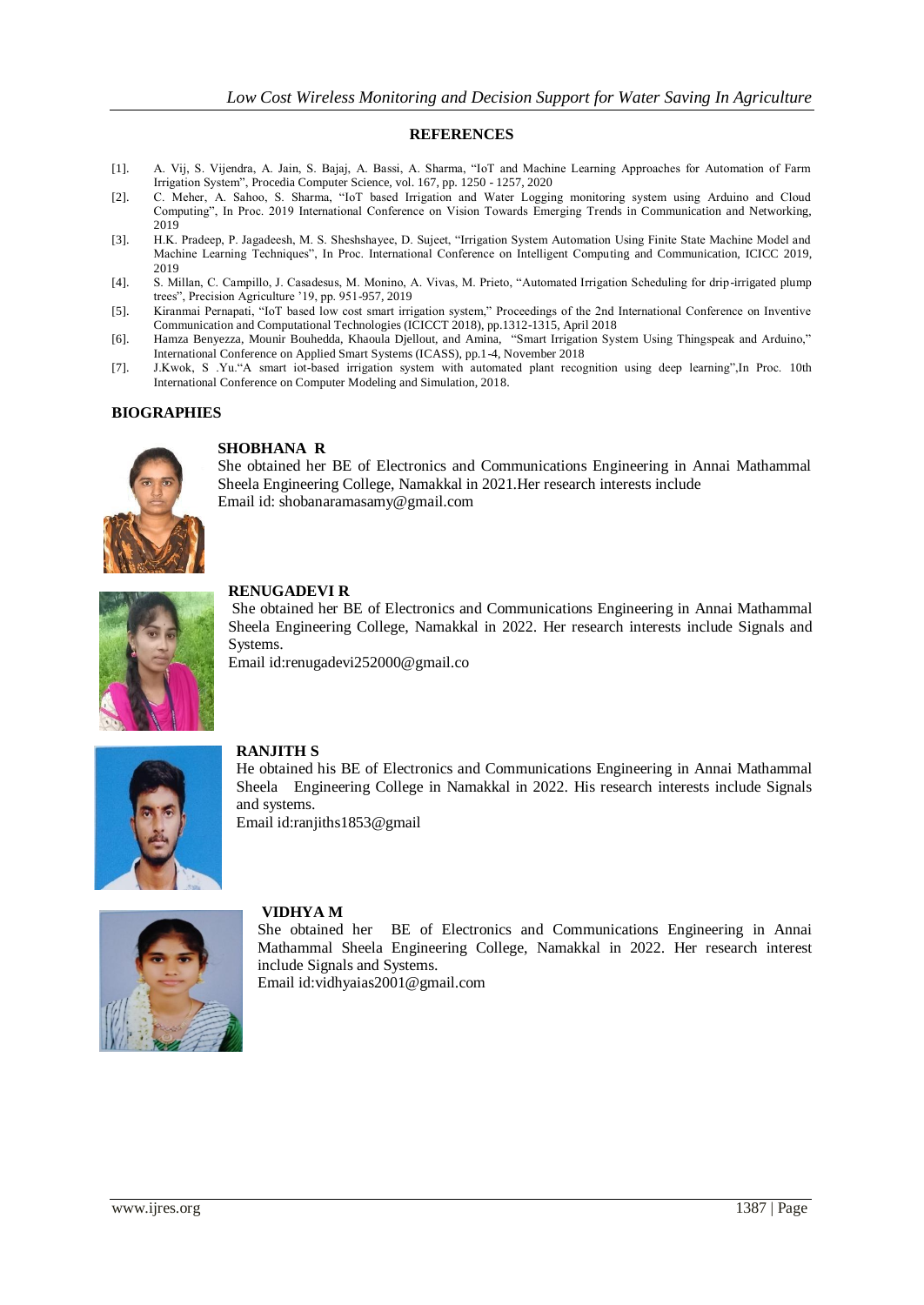## REFERENCES

[1]. A. Vij, S. Vijendra, A. Jain, S. Bajaj, A. Bassi, A. Sharma, "IoT and Machine Learning Approaches for Automation of Farm Irrigation System", Procedia Computer Science, vol. 167, pp. 1250 - 1257, 2020

[2]. C. Meher, A. Sahoo, S. Sharma, "IoT based Irrigation and Water Logging monitoring system using Arduino and Cloud Computing", In Proc. 2019 International Conference on Vision Towards Emerging Trends in Communication and Networking, 2019

[3]. H.K. Pradeep, P. Jagadeesh, M. S. Sheshshayee, D. Sujeet, "Irrigation System Automation Using Finite State Machine Model and Machine Learning Techniques", In Proc. International Conference on Intelligent Computing and Communication, ICICC 2019, 2019

[4]. S. Millan, C. Campillo, J. Casadesus, M. Monino, A. Vivas, M. Prieto, "Automated Irrigation Scheduling for drip-irrigated plump trees", Precision Agriculture '19, pp. 951-957, 2019

[5]. Kiranmai Pernapati, "IoT based low cost smart irrigation system," Proceedings of the 2nd International Conference on Inventive Communication and Computational Technologies (ICICCT 2018), pp.1312-1315, April 2018

[6]. Hamza Benyezza, Mounir Bouhedda, Khaoula Djellout, and Amina, "Smart Irrigation System Using Thingspeak and Arduino," International Conference on Applied Smart Systems (ICASS), pp.1-4, November 2018

[7]. J.Kwok, S .Yu."A smart iot-based irrigation system with automated plant recognition using deep learning",In Proc. 10th International Conference on Computer Modeling and Simulation, 2018.

## BIOGRAPHIES

**SHOBHANA R**

She obtained her BE of Electronics and Communications Engineering in Annai Mathammal Sheela Engineering College, Namakkal in 2021.Her research interests include
Email id: shobanaramasamy@gmail.com

**RENUGADEVI R**

She obtained her BE of Electronics and Communications Engineering in Annai Mathammal Sheela Engineering College, Namakkal in 2022. Her research interests include Signals and Systems.
Email id:renugadevi252000@gmail.co

**RANJITH S**

He obtained his BE of Electronics and Communications Engineering in Annai Mathammal Sheela Engineering College in Namakkal in 2022. His research interests include Signals and systems.
Email id:ranjiths1853@gmail

**VIDHYA M**

She obtained her BE of Electronics and Communications Engineering in Annai Mathammal Sheela Engineering College, Namakkal in 2022. Her research interest include Signals and Systems.
Email id:vidhyaias2001@gmail.com